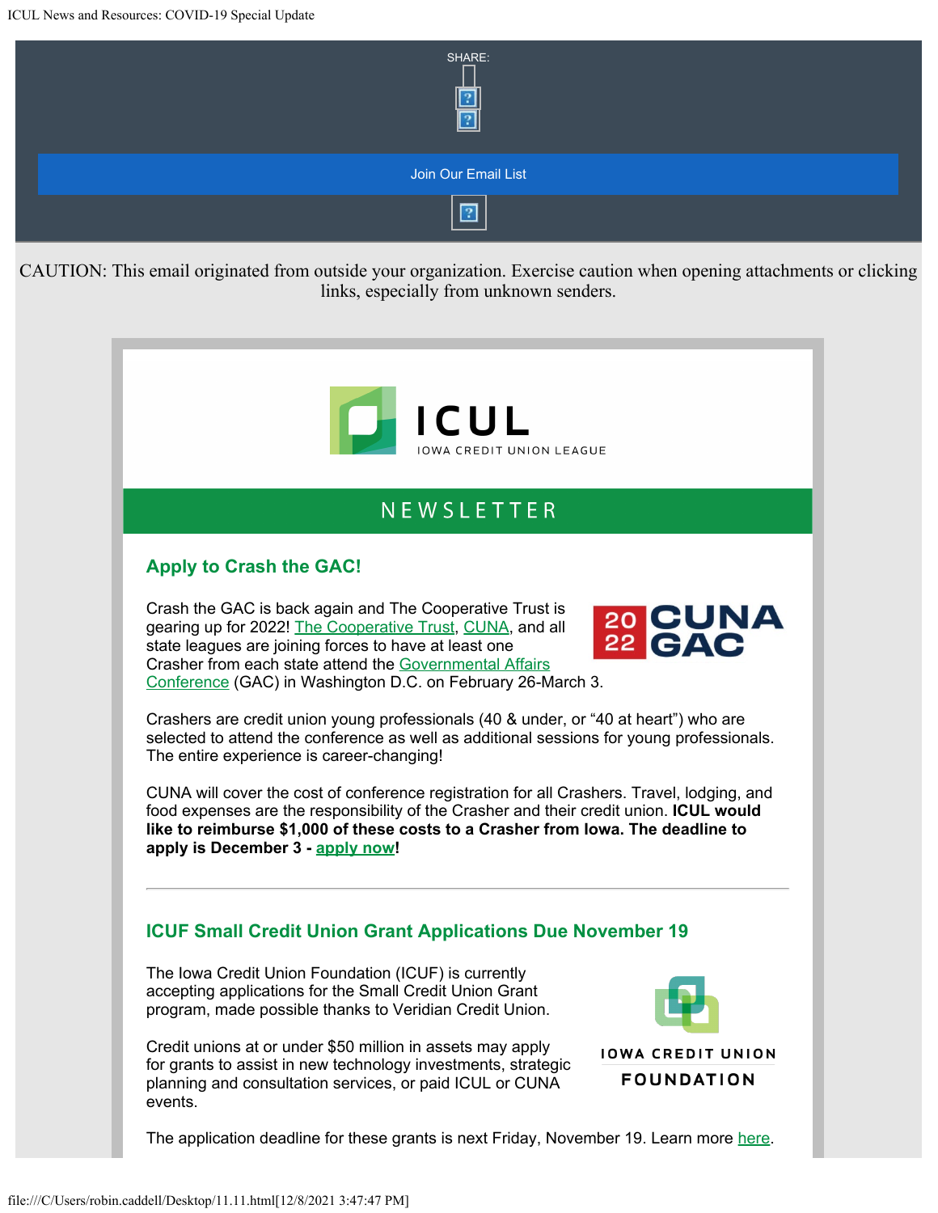SHARE:

Join Our Email List

CAUTION: This email originated from outside your organization. Exercise caution when opening attachments or clicking links, especially from unknown senders.

ICUL

IOWA CREDIT UNION LEAGUE

NEWSLETTER

## Apply to Crash the GAC!

Crash the GAC is back again and The Cooperative Trust is gearing up for 2022! The Cooperative Trust, CUNA, and all state leagues are joining forces to have at least one Crasher from each state attend the Governmental Affairs Conference (GAC) in Washington D.C. on February 26-March 3.

Crashers are credit union young professionals (40 & under, or "40 at heart") who are selected to attend the conference as well as additional sessions for young professionals. The entire experience is career-changing!

CUNA will cover the cost of conference registration for all Crashers. Travel, lodging, and food expenses are the responsibility of the Crasher and their credit union. **ICUL would like to reimburse $1,000 of these costs to a Crasher from Iowa. The deadline to apply is December 3 - apply now!**

---

## ICUF Small Credit Union Grant Applications Due November 19

The Iowa Credit Union Foundation (ICUF) is currently accepting applications for the Small Credit Union Grant program, made possible thanks to Veridian Credit Union.

Credit unions at or under $50 million in assets may apply for grants to assist in new technology investments, strategic planning and consultation services, or paid ICUL or CUNA events.

The application deadline for these grants is next Friday, November 19. Learn more here.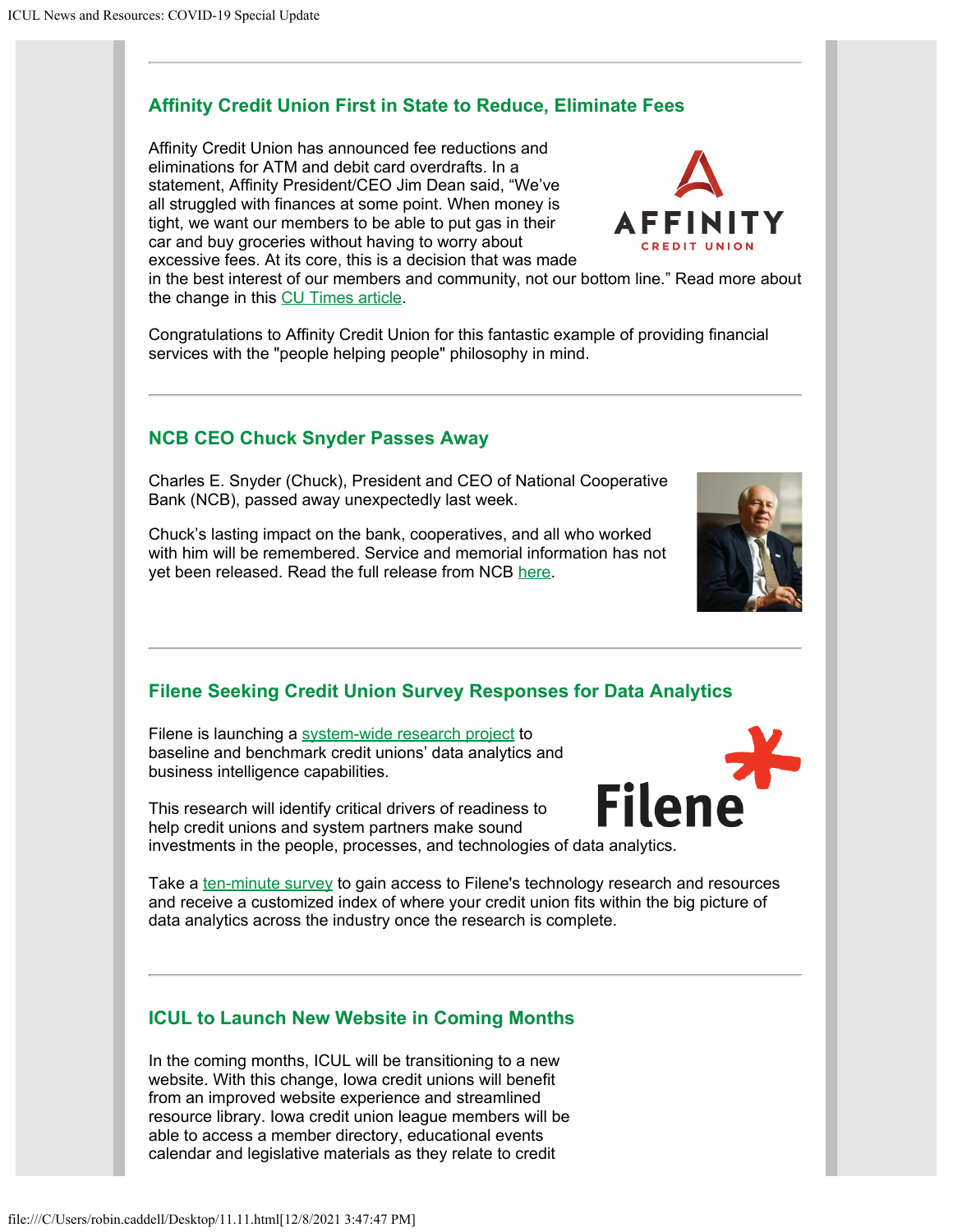## Affinity Credit Union First in State to Reduce, Eliminate Fees

Affinity Credit Union has announced fee reductions and eliminations for ATM and debit card overdrafts. In a statement, Affinity President/CEO Jim Dean said, "We've all struggled with finances at some point. When money is tight, we want our members to be able to put gas in their car and buy groceries without having to worry about excessive fees. At its core, this is a decision that was made in the best interest of our members and community, not our bottom line." Read more about the change in this CU Times article.

Congratulations to Affinity Credit Union for this fantastic example of providing financial services with the "people helping people" philosophy in mind.

---

## NCB CEO Chuck Snyder Passes Away

Charles E. Snyder (Chuck), President and CEO of National Cooperative Bank (NCB), passed away unexpectedly last week.

Chuck's lasting impact on the bank, cooperatives, and all who worked with him will be remembered. Service and memorial information has not yet been released. Read the full release from NCB here.

---

## Filene Seeking Credit Union Survey Responses for Data Analytics

Filene is launching a system-wide research project to baseline and benchmark credit unions' data analytics and business intelligence capabilities.

This research will identify critical drivers of readiness to help credit unions and system partners make sound investments in the people, processes, and technologies of data analytics.

Take a ten-minute survey to gain access to Filene's technology research and resources and receive a customized index of where your credit union fits within the big picture of data analytics across the industry once the research is complete.

---

## ICUL to Launch New Website in Coming Months

In the coming months, ICUL will be transitioning to a new website. With this change, Iowa credit unions will benefit from an improved website experience and streamlined resource library. Iowa credit union league members will be able to access a member directory, educational events calendar and legislative materials as they relate to credit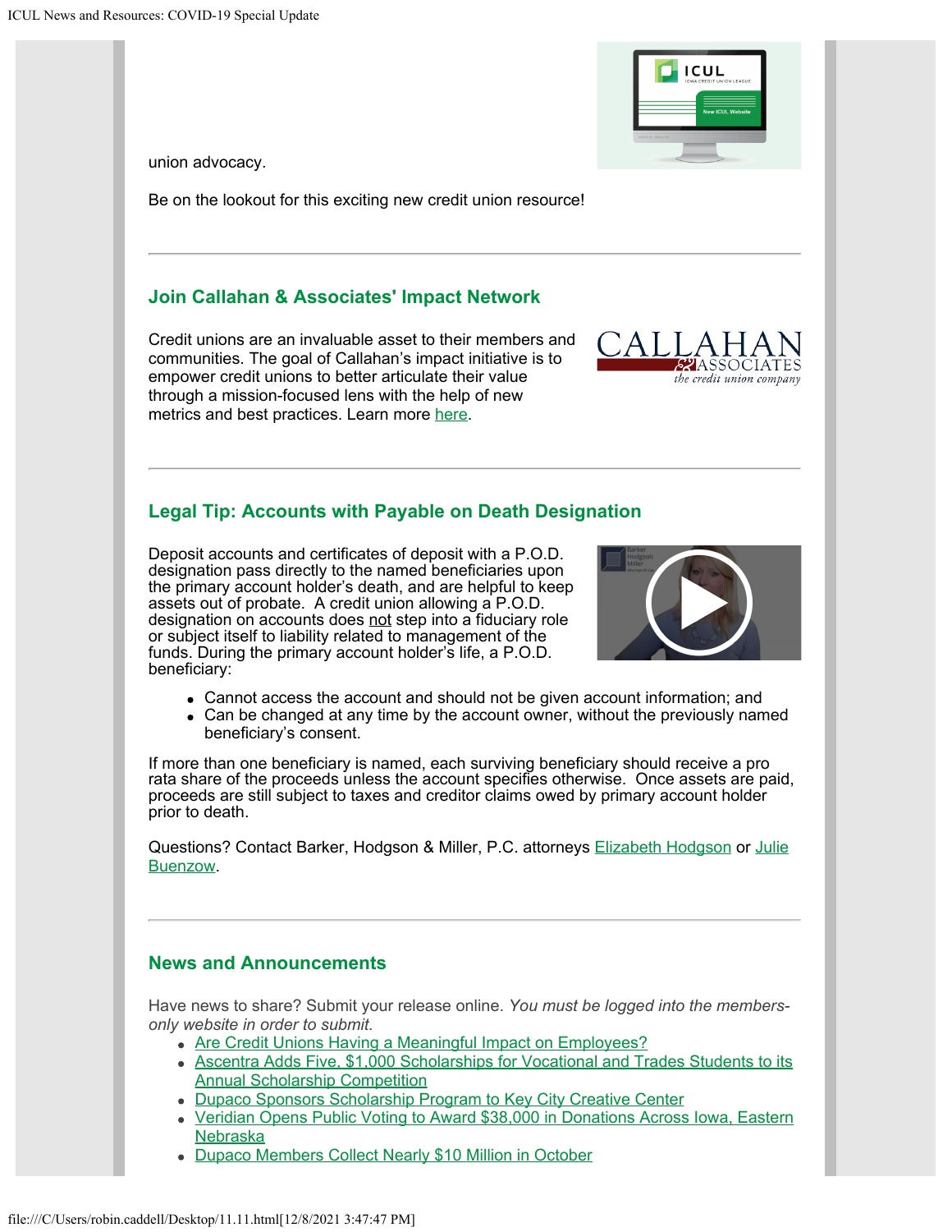union advocacy.

Be on the lookout for this exciting new credit union resource!

---

### Join Callahan & Associates' Impact Network

Credit unions are an invaluable asset to their members and communities. The goal of Callahan's impact initiative is to empower credit unions to better articulate their value through a mission-focused lens with the help of new metrics and best practices. Learn more here.

---

### Legal Tip: Accounts with Payable on Death Designation

Deposit accounts and certificates of deposit with a P.O.D. designation pass directly to the named beneficiaries upon the primary account holder's death, and are helpful to keep assets out of probate. A credit union allowing a P.O.D. designation on accounts does not step into a fiduciary role or subject itself to liability related to management of the funds. During the primary account holder's life, a P.O.D. beneficiary:

- Cannot access the account and should not be given account information; and
- Can be changed at any time by the account owner, without the previously named beneficiary's consent.

If more than one beneficiary is named, each surviving beneficiary should receive a pro rata share of the proceeds unless the account specifies otherwise. Once assets are paid, proceeds are still subject to taxes and creditor claims owed by primary account holder prior to death.

Questions? Contact Barker, Hodgson & Miller, P.C. attorneys Elizabeth Hodgson or Julie Buenzow.

---

### News and Announcements

Have news to share? Submit your release online. *You must be logged into the members-only website in order to submit.*

- Are Credit Unions Having a Meaningful Impact on Employees?
- Ascentra Adds Five, $1,000 Scholarships for Vocational and Trades Students to its Annual Scholarship Competition
- Dupaco Sponsors Scholarship Program to Key City Creative Center
- Veridian Opens Public Voting to Award $38,000 in Donations Across Iowa, Eastern Nebraska
- Dupaco Members Collect Nearly $10 Million in October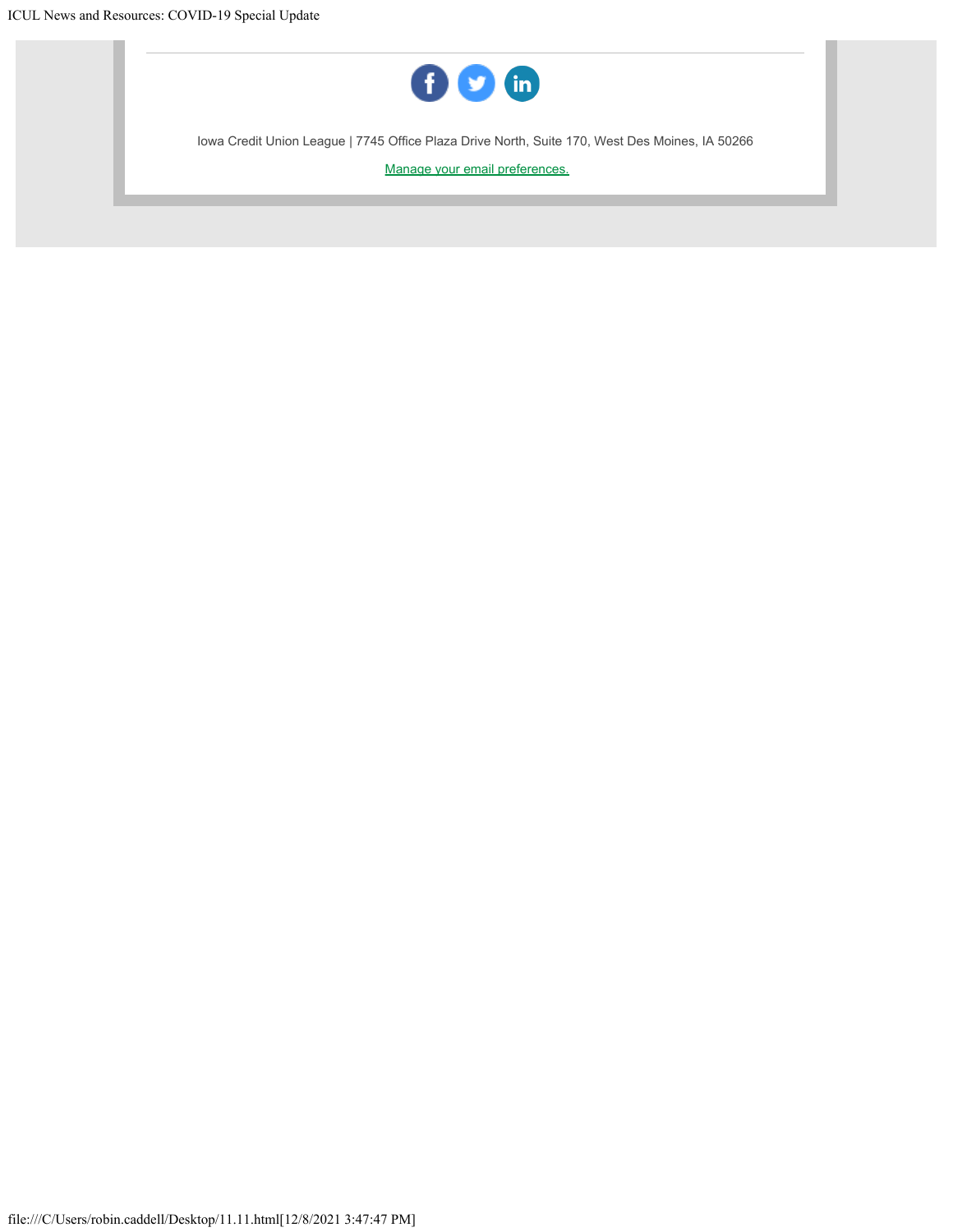Iowa Credit Union League | 7745 Office Plaza Drive North, Suite 170, West Des Moines, IA 50266

Manage your email preferences.